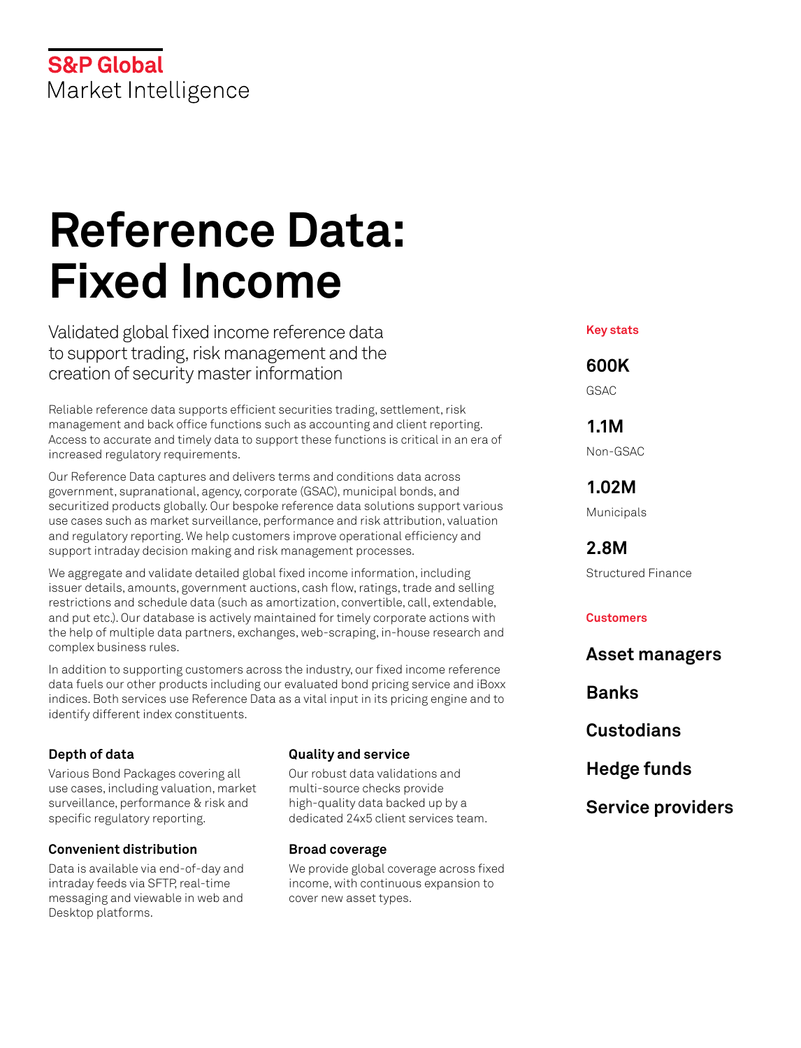S&P Global
Market Intelligence

# Reference Data: Fixed Income

Validated global fixed income reference data to support trading, risk management and the creation of security master information

Reliable reference data supports efficient securities trading, settlement, risk management and back office functions such as accounting and client reporting. Access to accurate and timely data to support these functions is critical in an era of increased regulatory requirements.

Our Reference Data captures and delivers terms and conditions data across government, supranational, agency, corporate (GSAC), municipal bonds, and securitized products globally. Our bespoke reference data solutions support various use cases such as market surveillance, performance and risk attribution, valuation and regulatory reporting. We help customers improve operational efficiency and support intraday decision making and risk management processes.

We aggregate and validate detailed global fixed income information, including issuer details, amounts, government auctions, cash flow, ratings, trade and selling restrictions and schedule data (such as amortization, convertible, call, extendable, and put etc.). Our database is actively maintained for timely corporate actions with the help of multiple data partners, exchanges, web-scraping, in-house research and complex business rules.

In addition to supporting customers across the industry, our fixed income reference data fuels our other products including our evaluated bond pricing service and iBoxx indices. Both services use Reference Data as a vital input in its pricing engine and to identify different index constituents.

### Depth of data

Various Bond Packages covering all use cases, including valuation, market surveillance, performance & risk and specific regulatory reporting.

### Convenient distribution

Data is available via end-of-day and intraday feeds via SFTP, real-time messaging and viewable in web and Desktop platforms.

### Quality and service

Our robust data validations and multi-source checks provide high-quality data backed up by a dedicated 24x5 client services team.

### Broad coverage

We provide global coverage across fixed income, with continuous expansion to cover new asset types.

#### Key stats

**600K**
GSAC

**1.1M**
Non-GSAC

**1.02M**
Municipals

**2.8M**
Structured Finance

#### Customers

**Asset managers**

**Banks**

**Custodians**

**Hedge funds**

**Service providers**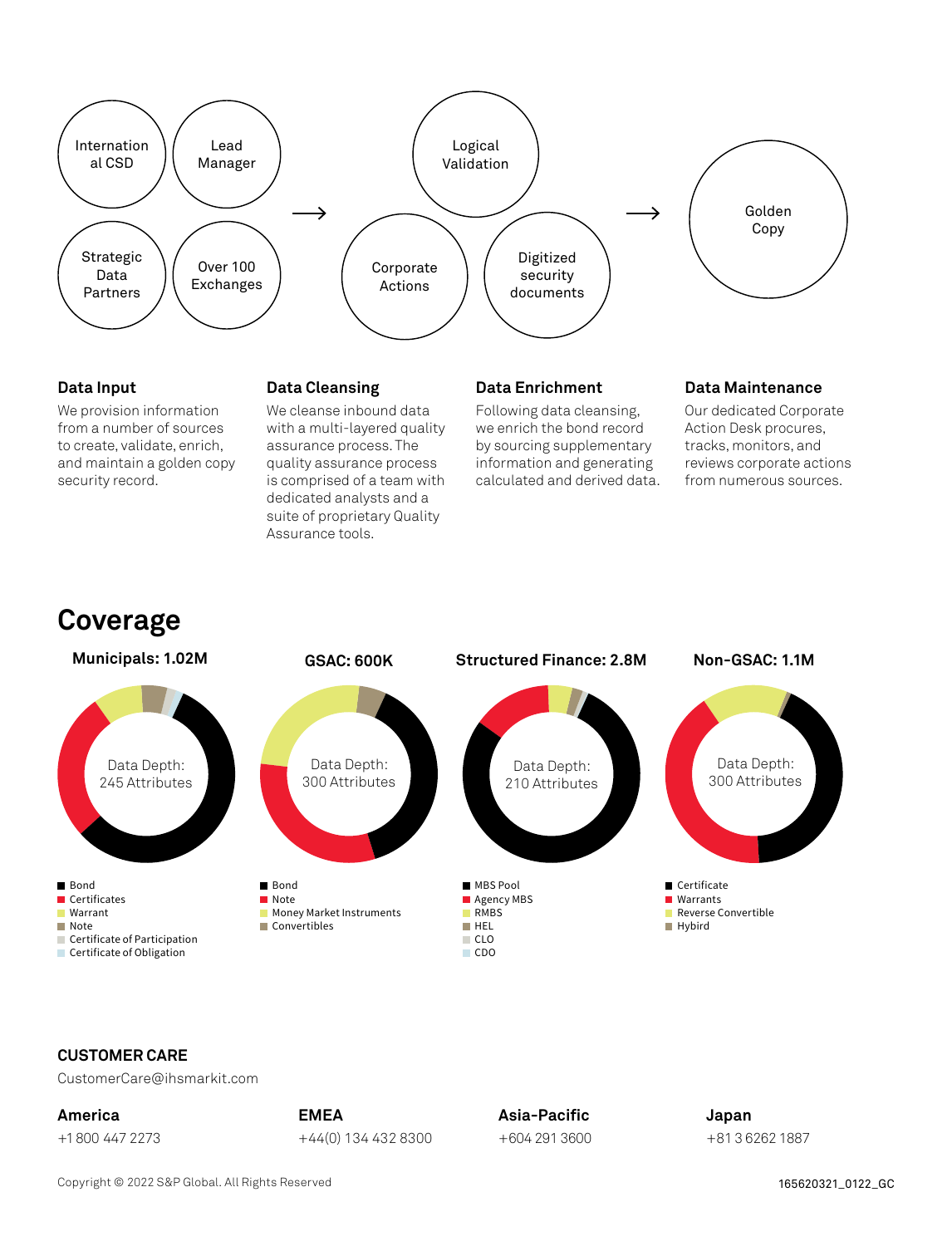International CSD

Lead Manager

Strategic Data Partners

Over 100 Exchanges

→

Logical Validation

Corporate Actions

Digitized security documents

→

Golden Copy

### Data Input

We provision information from a number of sources to create, validate, enrich, and maintain a golden copy security record.

### Data Cleansing

We cleanse inbound data with a multi-layered quality assurance process. The quality assurance process is comprised of a team with dedicated analysts and a suite of proprietary Quality Assurance tools.

### Data Enrichment

Following data cleansing, we enrich the bond record by sourcing supplementary information and generating calculated and derived data.

### Data Maintenance

Our dedicated Corporate Action Desk procures, tracks, monitors, and reviews corporate actions from numerous sources.

## Coverage

### Municipals: 1.02M

Data Depth: 245 Attributes

- Bond
- Certificates
- Warrant
- Note
- Certificate of Participation
- Certificate of Obligation

### GSAC: 600K

Data Depth: 300 Attributes

- Bond
- Note
- Money Market Instruments
- Convertibles

### Structured Finance: 2.8M

Data Depth: 210 Attributes

- MBS Pool
- Agency MBS
- RMBS
- HEL
- CLO
- CDO

### Non-GSAC: 1.1M

Data Depth: 300 Attributes

- Certificate
- Warrants
- Reverse Convertible
- Hybird

### CUSTOMER CARE

CustomerCare@ihsmarkit.com

**America**
+1 800 447 2273

**EMEA**
+44(0) 134 432 8300

**Asia-Pacific**
+604 291 3600

**Japan**
+81 3 6262 1887

Copyright © 2022 S&P Global. All Rights Reserved

165620321_0122_GC